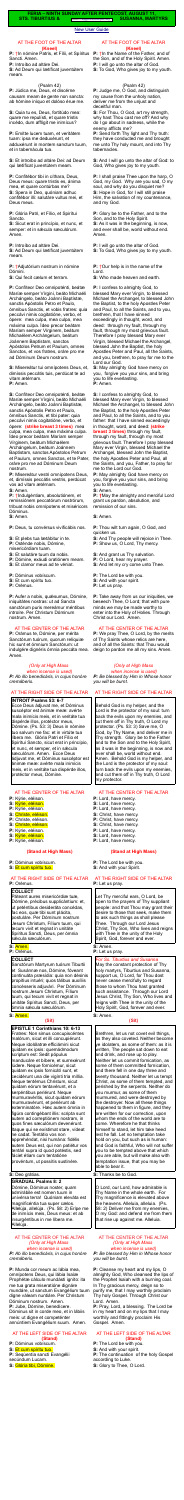**1962 – NINTH SUNDAY AFTER PENTECOST: SUNDAY AFTER STS. TIBURTIUS & SUSANNA, MARTYRS**

New User Guide

AT THE FOOT OF THE ALTAR (Kneel)

P: In nómine Patris, ✠ et Fílii, et Spíritus Sancti. Amen.
P: Introíbo ad altáre Dei.
S: Ad Deum qui lætíficat juventútem meam.

(Psalm 42)

P: Júdica me, Deus, et discérne causam meam de gente non sancta: ab hómine iníquo et dolóso érue me.
S: Quia tu es, Deus, fortitúdo mea: quare me repulísti, et quare tristis incédo, dum afflígit me inimícus?
P: Emítte lucem tuam, et veritátem tuam: ipsa me deduxérunt, et adduxérunt in montem sanctum tuum, et in tabernácula tua.
S: Et introíbo ad altáre Dei: ad Deum qui lætíficat juventútem meam.
P: Confitébor tibi in cíthara, Deus, Deus meus: quare tristis es, ánima mea, et quare contúrbas me?
S: Spera in Deo, quóniam adhuc confitébor illi: salutáre vultus mei, et Deus meus.
P: Glória Patri, et Fílio, et Spirítui Sancto.
S: Sicut erat in princípio, et nunc, et semper: et in sæcula sæculórum. Amen.
P: Introíbo ad altáre Dei.
S: Ad Deum qui lætíficat juventútem meam.
P: ✠ Adjutórium nostrum in nómine Dómini.
S: Qui fecit cælum et terram.
P: Confíteor Deo omnipoténti, beátæ Maríæ semper Vírgini, beáto Michaéli Archángelo, beáto Joánni Baptístæ, sanctis Apóstolis Petro et Paulo, ómnibus Sanctis, et vobis fratres: quia peccávi nimis cogitatióne, verbo, et ópere: mea culpa, mea culpa, mea máxima culpa. Ideo precor beátam Maríam semper Vírginem, beátum Michaélem Archángelum, beátum Joánnem Baptístam, sanctos Apóstolos Petrum et Paulum, omnes Sanctos, et vos fratres, oráre pro me ad Dóminum Deum nostrum.
S: Misereátur tui omnípotens Deus, et, dimíssis peccátis tuis, perdúcat te ad vitam ætérnam.
P: Amen.
S: Confíteor Deo omnipoténti, beátæ Maríæ semper Vírgini, beáto Michaéli Archángelo, beáto Joánni Baptístæ, sanctis Apóstolis Petro et Paulo, ómnibus Sanctis, et tibi pater: quia peccávi nimis cogitatióne, verbo, et ópere: mea culpa, mea culpa, mea máxima culpa. Ideo precor beátam Maríam semper Vírginem, beátum Michaélem Archángelum, beátum Joánnem Baptístam, sanctos Apóstolos Petrum et Paulum, omnes Sanctos, et te Pater, oráre pro me ad Dóminum Deum nostrum.
P: Misereátur vestri omnípotens Deus, et, dimíssis peccátis vestris, perdúcat vos ad vitam ætérnam.
S: Amen.
P: ✠ Indulgéntiam, absolutiónem, et remissiónem peccatórum nostrórum tríbuat nobis omnípotens et miséricors Dóminus.
S: Amen.
P: Deus, tu convérsus vivificábis nos.
S: Et plebs tua lætábitur in te.
P: Osténde nobis, Dómine, misericórdiam tuam.
S: Et salutáre tuum da nobis.
P: Dómine, exáudi oratiónem meam.
S: Et clamor meus ad te véniat.
P: Dóminus vobíscum.
S: Et cum spíritu tuo.
P: Orémus.
P: Aufer a nobis, quǽsumus, Dómine, iniquitátes nostras: ut ad Sancta sanctórum puris mereámur méntibus introíre. Per Christum Dóminum nostrum. Amen.

AT THE CENTER OF THE ALTAR

P: Orámus te, Dómine, per mérita Sanctórum tuórum, quorum relíquiæ hic sunt et ómnium Sanctórum: ut indulgére dignéris ómnia peccáta mea. Amen.

*(Only at High Mass when incense is used)*

P: Ab illo benedicáris, in cujus honóre cremáberis.

AT THE RIGHT SIDE OF THE ALTAR

**INTROIT Psalm 53: 6-7**

Ecce Deus ádjuvat me, et Dóminus suscéptor est ánimæ meæ: avérte mala inimícis meis, et in veritáte tua dispérde illos, protéctor meus, Dómine. Ps. 53: 3 Deus, in nómine tuo salvum me fac: et in virtúte tua líbera me. Glória Patri et Fílio et Spirítui Sancto, sicut erat in princípio, et nunc, et semper, et in sæcula sæculórum. Amen. Ecce Deus ádjuvat me, et Dóminus suscéptor est ánimæ meæ: avérte mala inimícis meis, et in veritáte tua dispérde illos, protéctor meus, Dómine.

AT THE CENTER OF THE ALTAR

P: Kýrie, eléison.
S: Kýrie, eléison.
P: Kýrie, eléison.
S: Christe, eléison.
P: Christe, eléison.
S: Christe, eléison.
P: Kýrie, eléison.
S: Kýrie, eléison.
P: Kýrie, eléison.

**(Stand at High Mass)**

P: Dóminus vobíscum.
S: Et cum spíritu tuo.

AT THE RIGHT SIDE OF THE ALTAR

P: Orémus.

**COLLECT**

Páteant aures misericórdiæ tuæ, Dómine, précibus supplicántium: et, ut peténtibus desideráta concédas, fac eos, quæ tibi sunt plácita, postuláre. Per Dóminum nostrum Jesum Christum, Fílium tuum: qui tecum vivit et regnat in unitáte Spíritus Sancti, Deus, per ómnia sǽcula sæculórum.
S: Amen.
P: Orémus.

**COLLECT**

Beatórum Mártyrum tuórum Tiburtii et Susannae nos, Dómine, foveant continuata præsidia: quia non desinis propítius intuéri; quos tálibus auxíliis concésseris adjuvári. Per Dóminum nostrum Jesum Christum, Fílium tuum, qui tecum vivit et regnat in unitáte Spíritus Sancti, Deus, per ómnia sǽcula sæculórum.
S: Amen.

**(Sit)**

**EPISTLE 1 Corinthians 10: 6-13**

Fratres: Non simus concupiscéntes malórum, sicut et illi concupiérunt. Neque idolólatræ efficiámini, sicut quidam ex ipsis: quemádmodum scriptum est: Sedit pópulus manducáre et bíbere, et surrexérunt lúdere. Neque fornicémur, sicut quidam ex ipsis fornicáti sunt, et cecidérunt una die vigínti tria míllia. Neque tentémus Christum, sicut quidam eórum tentavérunt, et a serpéntibus periérunt. Neque murmuravéritis, sicut quidam eórum murmuravérunt, et periérunt ab exterminatóre. Hæc autem ómnia in figúra contingébant illis: scripta sunt autem ad correptiónem nostram, in quos fines sæculórum devenérunt. Itaque qui se exístimat stare, vídeat ne cadat. Tentátio vos non apprehéndat, nisi humána: fidélis autem Deus est, qui non patiétur vos tentári supra id, quod potéstis, sed fáciet étiam cum tentatióne provéntum, ut possítis sustinére.

S: Deo grátias.

**GRADUAL Psalms 8: 2**

Dómine, Dóminus noster, quam admirábile est nomen tuum in univérsa terra! V. Quóniam eleváta est magnificéntia tua super cælos. Allelúja, allelúja. V. Ps. 58: 2 Eripe me de inimícis meis, Deus meus: et ab insurgéntibus in me líbera me. Allelúja.

AT THE CENTER OF THE ALTAR

*(Only at High Mass when incense is used)*

P: Ab illo benedicáris, in cujus honóre cremáberis.

P: Munda cor meum, ac lábia mea, omnípotens Deus, qui lábia Isaíæ Prophétæ cálculo mundásti igníto: ita me tua grata miseratióne dignáre mundáre, ut sanctum Evangélium tuum digne váleam nuntiáre. Per Christum Dóminum nostrum. Amen.
P: Jube, Dómine, benedícere. Dóminus sit in corde meo, et in lábiis meis: ut digne et competénter annúntiem Evangélium suum. Amen.

AT THE LEFT SIDE OF THE ALTAR (Stand)

P: Dóminus vobíscum.
S: Et cum spíritu tuo.
P: Sequéntia sancti Evangélii secúndum Lucam.
S: Glória tibi, Dómine.

---

AT THE FOOT OF THE ALTAR (Kneel)

P: In the Name of the Father, and of the Son, ✠ and of the Holy Spirit. Amen.
P: I will go in to the altar of God.
S: To God, Who gives joy to my youth.

(Psalm 42)

P: Judge me, O God, and distinguish my cause from the unholy nation, deliver me from the unjust and deceitful man.
S: For Thou, O God, art my strength, why hast Thou cast me off? And why do I go about in sadness, while the enemy afflicts me?
P: Send forth Thy light and Thy truth: they have led me and brought me unto Thy holy mount, and into Thy tabernacles.
S: And I will go unto the altar of God: to God, Who gives joy to my youth.
P: I shall praise Thee upon the harp, O God, my God. Why are you sad, O my soul, and why do you disquiet me?
S: Hope in God, for I will still praise Him, the salvation of my countenance, and my God.
P: Glory be to the Father, and to the Son, and to the Holy Spirit.
S: As it was in the beginning, is now, and ever shall be, world without end. Amen.
P: I will go unto the altar of God.
S: To God, Who gives joy to my youth.
P: ✠ Our help is in the name of the Lord.
S: Who made heaven and earth.
P: I confess to almighty God, to blessed Mary ever Virgin, to blessed Michael the Archangel, to blessed John the Baptist, to the holy Apostles Peter and Paul, to all the Saints, and to you, brethren, that I have sinned exceedingly in thought, word, and deed: through my fault, through my fault, through my most grievous fault. Therefore I beseech blessed Mary ever Virgin, blessed Michael the Archangel, blessed John the Baptist, the holy Apostles Peter and Paul, all the Saints, and you, brethren, to pray for me to the Lord our God.
S: May almighty God have mercy on you, forgive you your sins, and bring you to life everlasting.
P: Amen.
S: I confess to almighty God, to blessed Mary ever Virgin, to blessed Michael the Archangel, to blessed John the Baptist, to the holy Apostles Peter and Paul, to all the Saints, and to you, Father, that I have sinned exceedingly in thought, word, and deed: through my fault, through my fault, through my most grievous fault. Therefore I pray blessed Mary ever Virgin, blessed Michael the Archangel, blessed John the Baptist, the holy Apostles Peter and Paul, all the Saints, and you, Father, to pray for me to the Lord our God.
P: May almighty God have mercy on you, forgive you your sins, and bring you to life everlasting.
S: Amen.
P: ✠ May the almighty and merciful Lord grant us pardon, absolution, and remission of our sins.
S: Amen.
P: Thou wilt turn again, O God, and quicken us.
S: And Thy people will rejoice in Thee.
P: Show us, O Lord, Thy mercy.
S: And grant us Thy salvation.
P: O Lord, hear my prayer.
S: And let my cry come unto Thee.
P: The Lord be with you.
S: And with your spirit.
P: Let us pray.
P: Take away from us our iniquities, we beseech Thee, O Lord; that with pure minds we may be made worthy to enter into the Holy of Holies. Through Christ our Lord. Amen.

AT THE CENTER OF THE ALTAR

P: We pray Thee, O Lord, by the merits of Thy Saints whose relics are here, and of all the Saints: that Thou would deign to pardon me all my sins. Amen.

*(Only at High Mass when incense is used)*

P: Be blessed by Him in Whose honor you will be burnt.

AT THE RIGHT SIDE OF THE ALTAR

Behold God is my helper, and the Lord is the protector of my soul: turn back the evils upon my enemies, and cut them off in Thy truth, O Lord, my protector. Ps. 53: 3 Save me, O God, by Thy Name, and deliver me in Thy strength. Glory be to the Father and to the Son and to the Holy Spirit, as it was in the beginning, is now, and ever shall be, world without end. Amen. Behold God is my helper, and the Lord is the protector of my soul: turn back the evils upon my enemies, and cut them off in Thy truth, O Lord, my protector.

AT THE CENTER OF THE ALTAR

P: Lord, have mercy.
S: Lord, have mercy.
P: Lord, have mercy.
S: Christ, have mercy.
P: Christ, have mercy.
S: Christ, have mercy.
P: Lord, have mercy.
S: Lord, have mercy.
P: Lord, have mercy.

**(Stand at High Mass)**

P: The Lord be with you.
S: And with your spirit.

AT THE RIGHT SIDE OF THE ALTAR

P: Let us pray.

Let Thy merciful ears, O Lord, be open to the prayers of Thy suppliant people: and that Thou may grant their desire to those that seek, make them to ask such things as shall please Thee. Through our Lord Jesus Christ, Thy Son, Who lives and reigns with Thee in the unity of the Holy Spirit, God, forever and ever.
S: Amen.
P: Let us pray.

**Lord, we beseech you,** that the ceaseless protection of Thy holy martyrs, Tiburtius and Susanna, encourage us, O Lord, for Thou dost never cease mercifully to regard those to whom Thou hast granted such assistance. Through our Lord Jesus Christ, Thy Son, Who lives and reigns with Thee in the unity of the Holy Spirit, God, forever and ever.
S: Amen.

**(Sit)**

Brethren: let us not covet evil things, as they also coveted. Neither become ye idolaters, as some of them: as it is written: The people sat down to eat and drink, and rose up to play. Neither let us commit fornication, as some of them committed fornication, and there fell in one day three and twenty thousand. Neither let us tempt Christ, as some of them tempted, and perished by the serpents. Neither do you murmur, as some of them murmured, and were destroyed by the destroyer. Now all these things happened to them in figure, and they are written for our correction, upon whom the ends of the world are come. Wherefore he that thinketh himself to stand, let him take heed lest he fall. Let no temptation take hold on you, but such as is human. And God is faithful, Who will not suffer you to be tempted above that which you are able: but will make also with temptation issue, that you may be able to bear it.

S: Thanks be to God.

O Lord, our Lord, how admirable is Thy Name in the whole earth! V. For Thy magnificence is elevated above the heavens. Alleluia, alleluia. V. Ps. 58: 2 Deliver me from my enemies, O my God: and defend me from them that rise up against me. Alleluia.

AT THE CENTER OF THE ALTAR

*(Only at High Mass when incense is used)*

P: Be blessed by Him in Whose honor you will be burnt.

P: Cleanse my heart and my lips, O almighty God, Who cleansed the lips of the Prophet Isaiah with a burning coal. In Thy gracious mercy deign so to purify me, that I may worthily proclaim Thy holy Gospel. Through Christ our Lord. Amen.
P: Pray, Lord, a blessing. The Lord be in my heart and on my lips that I may worthily and fittingly proclaim His Gospel. Amen.

AT THE LEFT SIDE OF THE ALTAR (Stand)

P: The Lord be with you.
S: And with your spirit.
P: The continuation of the holy Gospel according to Luke.
S: Glory to Thee, O Lord.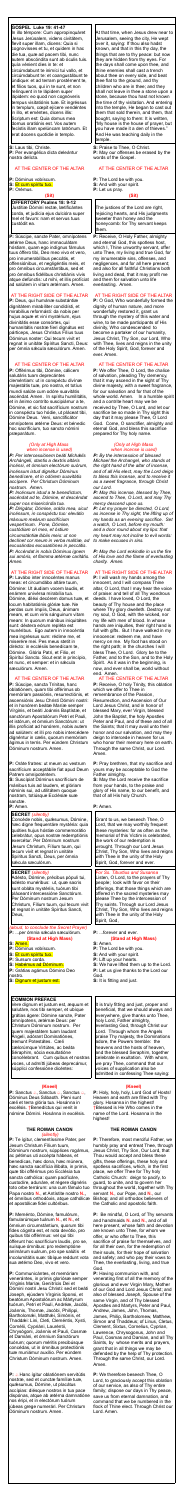# GOSPEL Luke 19: 41-47

In illo témpore: Cum appropinquáret Iesus Ierúsalem, videns civitátem, flevit super illam, dicens: Quia si cognovísses et tu, et quidem in hac die tua, quæ ad pacem tibi, nunc autem abscóndita sunt ab óculis tuis. Quia vénient dies in te: et circúmdabunt te inimíci tui vallo, et circúmdabunt te: et coangustábunt te úndique: et ad terram prostérnent te, et fílios tuos, qui in te sunt, et non relínquent in te lápidem super lápidem: eo quod non cognóveris tempus visitatiónis tuæ. Et ingréssus in templum, cœpit éiicere vendéntes in illo, et eméntes, dicens illis: Scriptum est: Quia domus mea domus oratiónis est. Vos autem fecístis illam spelúncam latrónum. Et erat docens quotídie in templo.

S: Laus tibi, Christe.
P: Per evangélica dicta deleántur nostra delícta.

AT THE CENTER OF THE ALTAR

P: Dóminus vobíscum.
S: Et cum spíritu tuo.
P: Orémus.

## OFFERTORY Psalms 18: 9-12

Justítiæ Dómini rectæ, lætificántes corda, et iudícia eius dulcióra super mel et favum: nam et servus tuus custódit ea.

P: Súscipe, sancte Pater, omnípotens ætérne Deus, hanc immaculátam hóstiam, quam ego indígnus fámulus tuus óffero tibi, Deo meo vivo et vero, pro innumerabílibus peccátis, et offensiónibus, et neglegéntiis meis, et pro ómnibus circumstántibus, sed et pro ómnibus fidélibus christiánis vivis atque defúnctis: ut mihi, et illis profíciat ad salútem in vitam ætérnam. Amen.

AT THE RIGHT SIDE OF THE ALTAR

P: Deus, qui humánæ substántiæ dignitátem mirabíliter condidísti, et mirabílius reformásti: da nobis per huius aquæ et vini mystérium, eius divinitátis esse consórtes, qui humanitátis nostræ fíeri dignátus est párticeps, Iesus Christus, Fílius tuus, Dóminus noster: Qui tecum vivit et regnat in unitáte Spíritus Sancti, Deus: per ómnia sǽcula sæculórum. Amen.

AT THE CENTER OF THE ALTAR

P: Offérimus tibi, Dómine, cálicem salutáris tuam deprecántes cleméntiam: ut in conspéctu divínæ maiestátis tuæ, pro nostra, et totíus mundi salúte, cum odóre suavitátis ascéndat. Amen. In spíritu humilitátis, et in ánimo contríto suscipiámur a te, Dómine, et sic fiat sacrifícium nostrum in conspéctu tuo hódie, ut pláceat tibi, Dómine Deus. Veni, sanctificátor omnípotens ætérne Deus: et bénedic hoc sacrifícium, tuo sancto nómini præparátum.

*(Only at High Mass when incense is used)*

P: Per intercessiónem beáti Michaélis Archángeli, stantis a dextris altáris incénsi, et ómnium electórum suórum, incénsum istud dignétur Dóminus benedícere, et in odórem suavitátis accípere. Per Christum, Dóminum nostrum. Amen.
P: Incénsum istud a te benedíctum, ascéndat ad te, Dómine, et descéndat super nos misericórdia tua.
P: Dirigátur, Dómine, orátio mea, sicut incénsum, in conspéctu tuo: elevátio mánuum meárum sacrifícium vespertínum. Pone, Dómine, custódiam ori meo, et óstium circumstántiæ lábiis meis: ut non declínet cor meum in verba malítiæ, ad excusándas excusatiónes in peccátis.
P: Accéndat in nobis Dóminus ignem sui amóris, et flammam ætérnæ caritátis. Amen.

AT THE RIGHT SIDE OF THE ALTAR

P: Lavábo inter innocéntes manus meas: et circumdábo altáre tuum, Dómine: Ut áudiam vocem laudis, et enárrem univérsa mirabília tua. Dómine, diléxi decórem domus tuæ et locum habitatiónis glóriæ tuæ. Ne perdas cum ímpiis, Deus, ánimam meam, et cum viris sánguinum vitam meam: In quorum mánibus iniquitátes sunt: déxtera eórum repléta est munéribus. Ego autem in innocéntia mea ingréssus sum: rédime me et miserére mei. Pes meus stetit in dirécto: in ecclésiis benedícam te, Dómine. Glória Patri, et Fílio, et Spirítui Sancto. Sicut erat in princípio, et nunc, et semper: et in sǽcula sæculórum. Amen.

AT THE CENTER OF THE ALTAR

P: Súscipe, sancta Trínitas, hanc oblatiónem, quam tibi offérimus ob memóriam passiónis, resurrectiónis, et ascensiónis Iesu Christi Dómini nostri: et in honórem beátæ Maríæ semper Vírginis, et beáti Ioánnis Baptístæ, et sanctórum Apostolórum Petri et Pauli, et istórum, et ómnium Sanctórum: ut illis profíciat ad honórem, nobis autem ad salútem: et illi pro nobis intercédere dignéntur in cælis, quorum memóriam ágimus in terris. Per eúndem Christum Dóminum nostrum. Amen.

P: Oráte fratres: ut meum ac vestrum sacrifícium acceptábile fiat apud Deum Patrem omnipoténtem.
S: Suscípiat Dóminus sacrifícium de mánibus tuis ad laudem, et glóriam nóminis sui, ad utilitátem quoque nostram, totiúsque Ecclésiæ suæ sanctæ.
P: Amen.

**SECRET** *(silently)*
Concéde nobis, quǽsumus, Dómine, hæc digne frequentáre mystéria: quia, quóties huius hóstiæ commemorátio celebrátur, opus nostræ redemptiónis exercétur. Per Dóminum nostrum Iesum Christum, Fílium tuum: qui tecum vivit et regnat in unitáte Spíritus Sancti, Deus, per ómnia sǽcula sæculórum.

**SECRET** *(silently)*
Adésto, Dómine, précibus pópuli tui, adésto munéribus: ut, quæ sacris sunt obláta mystériis, tuæ nobis miseratiónis advéniant ad medélam. Per Dóminum nostrum Iesum Christum, Fílium tuum: qui tecum vivit et regnat in unitáte Spíritus Sancti, Deus,

*Minut. to conclude the Secret (Prayer):*

P: ...per ómnia sǽcula sæculórum.
S: Amen.
P: Dóminus vobíscum.
S: Et cum spíritu tuo.
P: Sursum corda.
S: Habémus ad Dóminum.
P: Grátias agámus Dómino Deo nostro.
S: Dignum et iustum est.

## COMMON PREFACE

Vere dignum et iustum est, æquum et salutáre, nos tibi semper, et ubíque grátias ágere: Dómine sancte, Pater omnípotens, ætérne Deus: per Christum Dóminum nostrum. Per quem maiestátem tuam laudant Angeli, adórant Dominatiónes, tremunt Potestátes. Cæli cælorúmque Virtútes, ac beáta Séraphim, sócia exsultatióne concélebrant. Cum quibus et nostras voces, ut admítti iúbeas, deprecámur, súpplici confessióne dicéntes:

*(Kneel)*
P: Sanctus, ... Sanctus, ... Sanctus Dóminus Deus Sábaoth. Pleni sunt cæli et terra glória tua. Hosánna in excélsis. Benedíctus qui venit in nómine Dómini. Hosánna in excélsis.

## THE ROMAN CANON

*(Silently)*

P: Te ígitur, clementíssime Pater, per Iesum Christum Fílium tuum, Dóminum nostrum, súpplices rogámus, ac pétimus, uti accépta hábeas, et benedícas, hæc ✠ dona, hæc ✠ múnera, hæc ✠ sancta sacrifícia illibáta, in primis, quæ tibi offérimus pro Ecclésia tua sancta cathólica: quam pacificáre, custodíre, adunáre, et régere dignéris toto orbe terrárum: una cum fámulo tuo Papa nostro ✠, et Antístite nostro ✠, et ómnibus orthodóxis, atque cathólicæ et apostólicæ fídei cultóribus.

P: Meménto, Dómine, famulórum, famularúmque tuárum N. et N. ✠ et ómnium circumstántium, quorum tibi fides cógnita est, et nota devótio, pro quibus tibi offérimus: vel qui tibi ófferunt hoc sacrifícium laudis, pro se suísque ómnibus: pro redemptióne animárum suárum, pro spe salútis et incolumitátis suæ: tibíque reddunt vota sua ætérno Deo, vivo et vero.

P: Communicántes, et memóriam venerántes, in primis gloriósæ semper Vírginis Maríæ, Genetrícis Dei et Dómini nostri Iesu Christi: sed et beáti Ioseph, eiúsdem Vírginis Sponsi, et beatórum Apostolórum ac Mártyrum tuórum, Petri et Pauli, Andréæ, Iacóbi, Ioánnis, Thomæ, Iacóbi, Philíppi, Bartholomǽi, Matthǽi, Simónis, et Thaddǽi: Lini, Cleti, Cleméntis, Xysti, Cornélii, Cypriáni, Lauréntii, Chrysógoni, Ioánnis et Pauli, Cosmæ et Damiáni: et ómnium Sanctórum tuórum; quorum méritis precibúsque concédas, ut in ómnibus protectiónis tuæ muniámur auxílio. Per eúndem Christum Dóminum nostrum. Amen.

P: Hanc ígitur oblatiónem servitútis nostræ, sed et cunctæ famíliæ tuæ, quǽsumus, Dómine, ut placátus accípias: diésque nostros in tua pace dispónas, atque ab ætérna damnatióne nos éripi, et in electórum tuórum iúbeas grege numerári. Per Christum, Dóminum nostrum. Amen.

---

At that time, when Jesus drew near to Jerusalem, seeing the city, He wept over it, saying: If thou also hadst known, and that in this thy day, the things that are to thy peace; but now they are hidden from thy eyes. For the days shall come upon thee, and thine enemies shall cast a trench about thee, and compass thee round, and straiten thee on every side, and beat thee flat to the ground, and thy children who are in thee; and they shall not leave in thee a stone upon a stone, because thou hast not known the time of thy visitation. And entering into the temple, He began to cast out them that sold therein, and them that bought, saying to them: It is written, My house is the house of prayer; but you have made it a den of thieves." And He was teaching daily in the temple.

S: Praise to Thee, O Christ.
P: May our offenses be erased by the words of the Gospel.

AT THE CENTER OF THE ALTAR

P: The Lord be with you.
S: And with your spirit.
P: Let us pray.

*(Sit)*

The justices of the Lord are right, rejoicing hearts, and His judgments sweeter than honey and the honeycomb; for Thy servant keeps them.

P: Accept, O Holy Father, almighty and eternal God, this spotless host, which I, Thine unworthy servant, offer unto Thee, my living and true God, for my innumerable sins, offenses, and negligences, and for all here present; and also for all faithful Christians both living and dead, that it may profit me and them for salvation unto life everlasting. Amen.

AT THE RIGHT SIDE OF THE ALTAR

P: O God, Who wonderfully formed the dignity of human nature, and more wonderfully restored it, grant us through the mystery of this water and wine, to be made partakers of His divinity, Who condescended to become partaker of our humanity, Jesus Christ, Thy Son, our Lord: Who with Thee, lives and reigns in the unity of the Holy Spirit, God, forever and ever. Amen.

AT THE CENTER OF THE ALTAR

P: We offer Thee, O Lord, the chalice of salvation, beseeching Thy clemency, that it may ascend in the sight of Thy divine majesty, with a sweet fragrance, for our salvation, and for that of the whole world. Amen. In a humble spirit and with a contrite heart may we be received by Thee, O Lord, and let our sacrifice so be made in Thy sight this day, that it may please Thee, O Lord God. Come, O sanctifier, almighty and eternal God, and bless this sacrifice prepared for Thy holy name.

*(Only at High Mass when incense is used)*

P: By the intercession of blessed Michael the archangel, who stands at the right hand of the altar of incense, and of all His elect, may the Lord deign to bless this incense, and to receive it as a sweet fragrance. Through Christ, our Lord. Amen.
P: May this incense, blessed by Thee, ascend to Thee, O Lord, and may Thy mercy descend upon us.
P: Let my prayer be directed, O Lord, as incense in Thy sight; the lifting up of my hands as an evening sacrifice. Set a watch, O Lord, before my mouth, and a door round about my lips, that my heart may not incline to evil words to make excuses in sins.
P: May the Lord enkindle in us the fire of His love and the flame of everlasting charity. Amen.

AT THE RIGHT SIDE OF THE ALTAR

P: I will wash my hands among the innocent, and I will compass Thine altar, O Lord, that I may hear the voice of praise: and tell of all Thy wondrous works. I have loved, O Lord, the beauty of Thy house and the place where Thy glory dwelleth. Destroy not my soul with the wicked, O God, nor my life with men of blood. In whose hands are iniquities: their right hand is full with gifts. But I have walked in my innocence: redeem me, and have mercy on me. My foot hath stood in the right path; in the churches I will bless Thee, O Lord. Glory be to the Father, and to the Son, and to the Holy Spirit. As it was in the beginning, is now, and ever shall be, world without end. Amen.

AT THE CENTER OF THE ALTAR

P: Receive, O Holy Trinity, this oblation which we offer to Thee in remembrance of the Passion, Resurrection, and Ascension of Our Lord Jesus Christ, and in honor of blessed Mary, ever Virgin, blessed John the Baptist, the holy Apostles Peter and Paul, and of these and of all the Saints, that it may avail to their honor and our salvation, and may they deign to intercede in heaven for us who honor their memory here on earth. Through the same Christ, our Lord. Amen.

P: Pray, brethren, that my sacrifice and yours may be acceptable to God the Father almighty.
S: May the Lord receive the sacrifice from your hands, to the praise and glory of His name, to our benefit, and that of all His holy Church.
P: Amen.

Grant to us, we beseech Thee, O Lord, that we may worthily frequent these mysteries: for as often as the memorial of this Victim is celebrated, the work of our redemption is wrought. Through our Lord Jesus Christ, Thy Son, who lives and reigns with Thee in the unity of the Holy Spirit, God, forever and ever.

*Sat. Ss. Vitalis and Companions*

Hearken, O Lord, unto the prayers of Thy people, look with favor on their offerings; that those things which are offered in sacred mysteries may obtain for us the deliverance of Thy mercy. Through our Lord Jesus Christ, Thy Son, who lives and reigns with Thee in the unity of the Holy Spirit, God,

P: ...forever and ever.
S: Amen.
P: The Lord be with you.
S: And with your spirit.
P: Lift up your hearts.
S: We have lifted them up to the Lord.
P: Let us give thanks to the Lord our God.
S: It is fitting and just.

It is truly fitting and just, proper and beneficial, that we should always and everywhere give thanks unto Thee, holy Lord, Father almighty, everlasting God; through Christ our Lord. Through Whom the Angels praise Thy Majesty, the Dominations adore, the Powers tremble: the heavens and the Virtues of the heavens and the blessed Seraphim, together exulting in celebration. With whom, we pray Thee, join our own voices, in tones of supplication as we proclaim in confessing Thee saying:

*(Kneel)*
P: Holy, holy, holy, Lord God of Hosts! Heaven and earth are filled with Thy glory. Hosanna in the highest. Blessed is He Who comes in the name of the Lord. Hosanna in the highest.

## THE ROMAN CANON

P: Therefore, most merciful Father, we humbly pray and entreat Thee, through Jesus Christ, Thy Son, Our Lord, that Thou would accept and bless these ✠ gifts, these ✠ presents, these ✠ holy unspotted sacrifices, which, in the first place, we offer Thee for Thy holy Catholic Church: deign to pacify, to guard, to unite and to govern her throughout the world, together with Thy servant N., our Pope, and N., our Bishop, and all orthodox believers of the Catholic and Apostolic Faith.

P: Be mindful, O Lord, of Thy servants and handmaids N. and N. and of all here present, whose faith and devotion are known to Thee, for whom we offer, or who offer to Thee, this sacrifice of praise for themselves, and for all their own, for the redemption of their souls, for their hope of salvation and safety; and who pay their vows to Thee, the everlasting, living, and true God.

P: Having communion with, and venerating first of all the memory of the glorious and ever Virgin Mary, Mother of our God and Lord Jesus Christ; and also of blessed Joseph, Spouse of the same Virgin, and of Thy blessed Apostles and Martyrs, Peter and Paul, Andrew, James, John, Thomas, James, Philip, Bartholomew, Matthew, Simon and Thaddeus; of Linus, Cletus, Clement, Sixtus, Cornelius, Cyprian, Lawrence, Chrysogonus, John and Paul, Cosmas and Damian, and of all Thy Saints; by whose merits and prayers grant that in all things we may be defended by the help of Thy protection. Through the same Christ, our Lord. Amen.

P: We therefore beseech Thee, O Lord, to graciously accept this oblation of our service and that of Thy whole family; dispose our days in Thy peace, save us from eternal damnation, and command that we be numbered in the flock of Thine elect. Through Christ our Lord. Amen.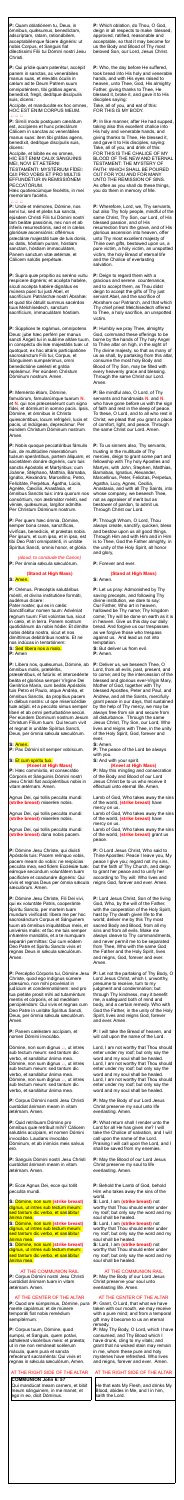P: Quam oblationem tu, Deus, in ómnibus, quǽsumus, benedíctam, adscríptam, ratam, rationábilem, acceptabilémque fácere dignéris: ut nobis Corpus, et Sanguis fiat dilectíssimi Fílii tui Dómini nostri Jesu Christi.

P: Qui prídie quam paterétur, accépit panem in sanctas, ac venerábiles manus suas, et elevátis óculis in cælum ad te Deum Patrem suum omnipoténtem, tibi grátias agens, benedíxit, fregit, dedítque discípulis suis, dicens:

Accípite, et manducáte ex hoc omnes. HOC EST ENIM CORPUS MEUM.

P: Símili modo postquam cenátum est, accípiens et hunc præclárum Cálicem in sanctas ac venerábiles manus suas: item tibi grátias agens, benedíxit, dedítque discípulis suis, dicens:

Accípite, et bíbite ex eo omnes. HIC EST ENIM CALIX SANGUINIS MEI, NOVI ET ÆTERNI TESTAMENTI: MYSTERIUM FIDEI: QUI PRO VOBIS ET PRO MULTIS EFFUNDETUR IN REMISSIONEM PECCATORUM.

Hæc quotiescúmque fecéritis, in mei memóriam faciétis.

P: Unde et mémores, Dómine, nos servi tui, sed et plebs tua sancta, ejúsdem Christi Fílii tui Dómini nostri tam beátæ passiónis, nec non et ab ínferis resurrectiónis, sed et in cælos gloriósæ ascensiónis: offérimus præcláræ majestáti tuæ de tuis donis, ac datis, hóstiam puram, hóstiam sanctam, hóstiam immaculátam, Panem sanctum vitæ ætérnæ, et Cálicem salútis perpétuæ.

P: Supra quæ propítio ac seréno vultu respícere dignéris: et accépta habére, sícuti accépta habére dignátus es múnera púeri tui justi Abel, et sacrifícium Patriárchæ nostri Abrahæ: et quod tibi óbtulit summus sacérdos tuus Melchísedech, sanctum sacrifícium, immaculátam hóstiam.

P: Súpplices te rogámus, omnípotens Deus: jube hæc perférri per manus sancti Ángeli tui in sublíme altáre tuum, in conspéctu divínæ majestátis tuæ: ut quotquot, ex hac altáris participatióne sacrosánctum Fílii tui, Corpus, et Sánguinem sumpsérimus, omni benedictióne cælésti et grátia repleámur. Per eúndem Christum Dóminum nostrum. Amen.

P: Meménto étiam, Dómine, famulórum, famularúmque tuárum N. et N. qui nos præcessérunt cum signo fídei, et dórmiunt in somno pacis. Ipsis, Dómine, et ómnibus in Christo quiescéntibus, locum refrigérii, lucis et pacis, ut indúlgeas, deprecámur. Per eúndem Christum Dóminum nostrum. Amen.

P: Nobis quoque peccatóribus fámulis tuis, de multitúdine miseratiónum tuárum sperántibus, partem áliquam, et societátem donáre dignéris, cum tuis sanctis Apóstolis et Martýribus: cum Joánne, Stéphano, Matthía, Bárnaba, Ignátio, Alexándro, Marcellíno, Petro, Felicitáte, Perpétua, Ágatha, Lúcia, Agnéte, Cæcília, Anastásia, et ómnibus Sanctis tuis: intra quorum nos consórtium, non æstimátor mériti, sed véniæ, quǽsumus, largítor admítte. Per Christum Dóminum nostrum.

P: Per quem hæc ómnia, Dómine, semper bona creas, sanctíficas, vivíficas, benedícis, et præstas nobis. Per ipsum, et cum ipso, et in ipso, est tibi Deo Patri omnipoténti, in unitáte Spíritus Sancti, omnis honor, et glória.

(stand to conclude the Canon)

P: Per ómnia sǽcula sæculórum.

**(Stand at High Mass)**

R: **Amen.**

P: Orémus. Præcéptis salutáribus móniti, et divína institutióne formáti, audémus dícere: Pater noster, qui es in cælis: Sanctificétur nomen tuum: Advéniat regnum tuum: Fiat volúntas tua, sicut in cælo, et in terra. Panem nostrum quotidiánum da nobis hódie: Et dimítte nobis débita nostra, sicut et nos dimíttimus debitóribus nostris. Et ne nos indúcas in tentatiónem.

R: **Sed líbera nos a malo.**

P: Amen.

P: Líbera nos, quǽsumus, Dómine, ab ómnibus malis, prætéritis, præséntibus, et futúris: et intercedénte beáta et gloriósa semper Vírgine Dei Genitríce María, cum beátis Apóstolis tuis Petro et Paulo, atque Andréa, et ómnibus Sanctis, da propítius pacem in diébus nostris: ut ope misericórdiæ tuæ adjúti, et a peccáto simus semper líberi, et ab omni perturbatióne secúri. Per eúndem Dóminum nostrum Jesum Christum Fílium tuum. Qui tecum vivit et regnat in unitáte Spíritus Sancti, Deus, per ómnia sǽcula sæculórum.

R: **Amen.**

P: Pax Dómini sit semper vobíscum.

R: **Et cum spíritu tuo.**

P: Hæc commíxtio, et consecrátio Córporis et Sánguinis Dómini nostri Jesu Christi, fiat accipiéntibus nobis in vitam ætérnam. Amen.

Agnus Dei, qui tollis peccáta mundi: **(strike breast)** miserére nobis.

Agnus Dei, qui tollis peccáta mundi: **(strike breast)** miserére nobis.

Agnus Dei, qui tollis peccáta mundi: **(strike breast)** dona nobis pacem.

P: Dómine Jesu Christe, qui dixísti Apóstolis tuis: Pacem relínquo vobis, pacem meam do vobis: ne respícias peccáta mea, sed fidem Ecclésiæ tuæ: eámque secúndum voluntátem tuam pacificáre et coadunáre dignéris: Qui vivis et regnas Deus per ómnia sǽcula sæculórum. Amen.

P: Dómine Jesu Christe, Fili Dei vivi, qui ex voluntáte Patris, cooperánte Spíritu Sancto, per mortem tuam mundum vivificásti: líbera me per hoc sacrosánctum Corpus et Sánguinem tuum ab ómnibus iniquitátibus meis, et univérsis malis: et fac me tuis semper inhærére mandátis, et a te numquam separári permíttas: Qui cum eódem Deo Patre et Spíritu Sancto vivis et regnas Deus in sǽcula sæculórum. Amen.

P: Percéptio Córporis tui, Dómine Jesu Christe, quod ego indígnus súmere præsúmo, non mihi provéniat in judícium et condemnatiónem: sed pro tua pietáte prosit mihi ad tutaméntum mentis et córporis, et ad medélam percipiéndam: Qui vivis et regnas cum Deo Patre in unitáte Spíritus Sancti, Deus, per ómnia sǽcula sæculórum. Amen.

P: Panem cæléstem accípiam, et nomen Dómini invocábo.

Dómine, non sum dignus ... ut intres sub tectum meum: sed tantum dic verbo, et sanábitur ánima mea. Dómine, non sum dignus, ut intres sub tectum meum: sed tantum dic verbo, et sanábitur ánima mea. Dómine, non sum dignus, ut intres sub tectum meum: sed tantum dic verbo, et sanábitur ánima mea.

P: Corpus Dómini nostri Jesu Christi custódiat ánimam meam in vitam ætérnam. Amen.

P: Quid retríbuam Dómino pro ómnibus quæ retríbuit mihi? Cálicem salutáris accípiam, et nomen Dómini invocábo. Laudans invocábo Dóminum, et ab inimícis meis salvus ero.

P: Sanguis Dómini nostri Jesu Christi custódiat ánimam meam in vitam ætérnam. Amen.

P: Ecce Agnus Dei, ecce qui tollit peccáta mundi.

R: Dómine, non sum **(strike breast)** dignus, ut intres sub tectum meum: sed tantum dic verbo, et sanábitur ánima mea.

R: **Dómine, non sum (strike breast) dignus, ut intres sub tectum meum: sed tantum dic verbo, et sanábitur ánima mea.**

R: **Dómine, non sum (strike breast) dignus, ut intres sub tectum meum: sed tantum dic verbo, et sanábitur ánima mea.**

AT THE COMMUNION RAIL

P: Corpus Dómini nostri Jesu Christi custódiat ánimam tuam in vitam ætérnam. Amen.

AT THE CENTER OF THE ALTAR

P: Quod ore súmpsimus, Dómine, pura mente capiámus: et de múnere temporáli fiat nobis remédium sempitérnum.

P: Corpus tuum, Dómine, quod sumpsi, et Sanguis, quem potávi, adhǽreat viscéribus meis: et præsta; ut in me non remáneat scélerum mácula, quem pura et sancta refecérunt sacraménta: Qui vivis et regnas in sǽcula sæculórum. Amen.

AT THE RIGHT SIDE OF THE ALTAR

**COMMUNIO Joann 6:57**

Qui mandúcat meam carnem, et bibit meum sánguinem, in me manet, et ego in eo, dicit Dóminus.

---

P: Which oblation, do Thou, O God, deign in all respects to make blessed, approved, ratified, reasonable and acceptable, that it may become for us the Body and Blood of Thy most beloved Son, our Lord Jesus Christ.

P: Who, the day before He suffered, took bread into His holy and venerable hands, and with His eyes raised to heaven unto Thee, God, His almighty Father, giving thanks to Thee, He blessed it, broke it, and gave it to His disciples saying: Take all of you, and eat of this: FOR THIS IS MY BODY.

P: In like manner, after He had supped, taking also this excellent chalice into His holy and venerable hands, and giving thanks to Thee, He blessed it, and gave it to His disciples, saying: Take, all of you, and drink of this: FOR THIS IS THE CHALICE OF MY BLOOD OF THE NEW AND ETERNAL TESTAMENT: THE MYSTERY OF FAITH: WHICH SHALL BE POURED OUT FOR YOU AND FOR MANY UNTO THE REMISSION OF SINS. As often as you shall do these things, you do them in memory of Me.

P: Wherefore, Lord, we, Thy servants, but also Thy holy people, mindful of the same Christ, Thy Son, our Lord, of His blessed passion, and likewise of His resurrection from the grave, and of His glorious ascension into heaven, offer unto Thy most excellent majesty of Thine own gifts, bestowed upon us, a pure victim, a holy victim, an unspotted victim, the holy Bread of eternal life and the Chalice of everlasting salvation.

P: Deign to regard them with a gracious and serene countenance, and to accept them, as Thou wast pleased to accept the gifts of Thy just servant Abel, and the sacrifice of Abraham our Patriarch, and that which Thy high priest Melchisedech offered to Thee, a holy sacrifice, an unspotted victim.

P: Humbly we pray Thee, almighty God, command these offerings to be borne by the hands of Thy holy Angel to Thine altar on high, in the sight of Thy divine majesty, so that as many of us as shall, by partaking from this altar, receive the most sacred Body and Blood of Thy Son, may be filled with every heavenly grace and blessing. Through the same Christ our Lord. Amen.

P: Be mindful also, O Lord, of Thy servants and handmaids N. and N., who have gone before us with the sign of faith and rest in the sleep of peace. To these, O Lord, and to all who rest in Christ, grant, we beseech Thee, a place of comfort, light, and peace. Through the same Christ our Lord. Amen.

P: To us sinners also, Thy servants, trusting in the multitude of Thy mercies, deign to grant some part and fellowship with Thy holy Apostles and Martyrs: with John, Stephen, Matthias, Barnabas, Ignatius, Alexander, Marcellinus, Peter, Felicitas, Perpetua, Agatha, Lucy, Agnes, Cecilia, Anastasia, and with all Thy Saints, into whose company, we beseech Thee, not as appraiser of merit but as bestower of pardon, to admit us. Through Christ our Lord.

P: Through Whom, O Lord, Thou always createst, sanctifiest, quickenest, blessest, and givest us all these good things. Through Him and with Him and in Him is to Thee, God the Father almighty, in the unity of the Holy Spirit, all honor and glory.

P: Forever and ever.

**(Stand at High Mass)**

R: **Amen.**

P: Let us pray. Admonished by Thy saving precepts, and following Thy divine institution, we make bold to say: Our Father, Who art in heaven, hallowed be Thy name. Thy kingdom come. Thy will be done on earth as it is in heaven. Give us this day our daily bread. And forgive us our trespasses as we forgive those who trespass against us. And lead us not into temptation.

R: **But deliver us from evil.**

P: Amen.

P: Deliver us, we beseech Thee, O Lord, from all evils, past, present, and to come; and by the intercession of the blessed and glorious ever-Virgin Mary, Mother of God, together with Thy blessed Apostles, Peter and Paul, and Andrew, and all the Saints, mercifully grant peace in our days, that sustained by the help of Thy mercy, we may be always free from sin and secure from all disturbance. Through the same Jesus Christ, Thy Son, our Lord, Who lives and reigns with Thee, in the unity of the Holy Spirit, God, forever and ever.

R: **Amen.**

P: The peace of the Lord be always with you.

R: **And with your spirit.**

P: May this mingling and consecration of the Body and Blood of our Lord Jesus Christ be to us who receive it effectual unto eternal life. Amen.

Lamb of God, Who takes away the sins of the world, **(strike breast)** have mercy on us.

Lamb of God, Who takes away the sins of the world, **(strike breast)** have mercy on us.

Lamb of God, Who takes away the sins of the world, **(strike breast)** grant us peace.

P: O Lord Jesus Christ, Who said to Thine Apostles: Peace I leave you, My peace I give you; regard not my sins, but the faith of Thy Church, and deign to grant her peace and unity according to Thy will: Who lives and reigns God, forever and ever. Amen.

P: O Lord Jesus Christ, Son of the living God, Who, by the will of the Father, with the cooperation of the Holy Spirit, hast by Thy death given life to the world, deliver me by this, Thy most sacred Body and Blood, from all my iniquities and from every evil; make me always cleave to Thy commandments, and never permit me to be separated from Thee, Who with the same God the Father and the Holy Spirit, lives and reigns, God, forever and ever. Amen.

P: Let not the partaking of Thy Body, O Lord Jesus Christ, which I, unworthy, presume to receive, turn to my judgment and condemnation; but through Thy kindness, may it benefit me, a safeguard both of mind and body, and a healing remedy. Who with God the Father, in the unity of the Holy Spirit, lives and reigns God, forever and ever. Amen.

P: I will take the Bread of heaven, and will call upon the name of the Lord.

Lord, I am not worthy that Thou should enter under my roof; but only say the word and my soul will be healed. Lord, I am not worthy that Thou should enter under my roof; but only say the word and my soul will be healed. Lord, I am not worthy that Thou should enter under my roof; but only say the word and my soul will be healed.

P: May the Body of our Lord Jesus Christ preserve my soul unto life everlasting. Amen.

P: What shall I render to the Lord for all the things He hath given me? I will take the chalice of salvation, and I will call upon the name of the Lord. Praising I will call upon the Lord, and I shall be saved from my enemies.

P: May the Blood of our Lord Jesus Christ preserve my soul unto life everlasting. Amen.

P: Behold the Lamb of God, behold Him who takes away the sins of the world.

R: Lord, I am not **(strike breast)** worthy that Thou should enter under my roof; but only say the word and my soul shall be healed.

R: **Lord, I am not (strike breast) worthy that Thou should enter under my roof; but only say the word and my soul shall be healed.**

R: **Lord, I am not (strike breast) worthy that Thou should enter under my roof; but only say the word and my soul shall be healed.**

AT THE COMMUNION RAIL

P: May the Body of our Lord Jesus Christ preserve your soul unto everlasting life. Amen.

AT THE CENTER OF THE ALTAR

P: Grant, O Lord, that what we have taken with our mouth, we may receive with a pure mind; and from a temporal gift may it become for us an eternal remedy.

P: May Thy Body, O Lord, which I have consumed, and Thy Blood which I have drunk, cling to my vitals; and grant that no stain of sin may remain in me, whom these pure and holy Sacraments have refreshed. Who lives and reigns, forever and ever. Amen.

AT THE RIGHT SIDE OF THE ALTAR

He that eats My Flesh, and drinks My Blood, abides in Me, and I in him, says the Lord.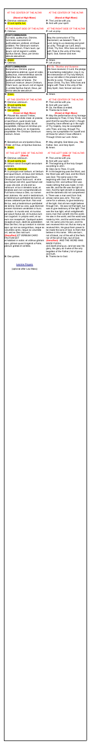AT THE CENTER OF THE ALTAR

**(Stand at High Mass)**

**P:** Dominus vobiscum.
**S:** Et cum spiritu tuo.

AT THE RIGHT SIDE OF THE ALTAR

**P:** Oremus.

**POSTCOMMUNION**
Tua nobis, quaesumus, Domine, communio sacramenti et purificationem conferat, et tribuat unitatem. Per Dominum nostrum Jesum Christum, Filium tuum, qui tecum vivit et regnat in unitate Spiritus Sancti, Deus, per omnia saecula saeculorum.

**S:** Amen.
**P:** Oremus.

**POSTCOMMUNION**
Sumpsimus, Domine, pignus redemptionis aeternae: quod sit nobis, quaesumus, interveniéntibus sanctis Martyribus tuis, vitae praesentis auxilium pariter et futurae. Per Dominum nostrum Jesum Christum, Filium tuum, qui tecum vivit et regnat in unitate Spiritus Sancti, Deus, per omnia saecula saeculorum.

**S:** Amen.

AT THE CENTER OF THE ALTAR

**P:** Dominus vobiscum.
**S:** Et cum spiritu tuo.
**P:** Ite, Missa est.
**S:** Deo gratias.

**(Kneel at High Mass)**

**P:** Placeat tibi, sancta Trinitas, obsequium servitutis meae: et praesta; ut sacrificium, quod oculis tuae majestatis indignus obtuli, tibi sit acceptabile, mihique et omnibus pro quibus illud obtuli, sit, te miserante, propitiabile. Per Christum Dominum nostrum. Amen.

**P:** Benedicat vos omnipotens Deus, Pater, et Filius, et Spiritus Sanctus.
**S:** Amen.

AT THE LEFT SIDE OF THE ALTAR

**(Stand)**

**P:** Dominus vobiscum.
**S:** Et cum spiritu tuo.
**P:** Initium sancti Evangelii secundum Joannem.
**S:** Gloria tibi, Domine.
**P:** In principio erat Verbum, et Verbum erat apud Deum, et Deus erat Verbum. Hoc erat in principio apud Deum. Omnia per ipsum facta sunt: et sine ipso factum est nihil, quod factum est: in ipso vita erat, et vita erat lux hominum: et lux in tenebris lucet, et tenebrae eam non comprehenderunt. Fuit homo missus a Deo, cui nomen erat Joannes. Hic venit in testimonium, ut testimonium perhiberet de lumine, ut omnes crederent per illum. Non erat ille lux, sed ut testimonium perhiberet de lumine. Erat lux vera, quae illuminat omnem hominem venientem in hunc mundum. In mundo erat, et mundus per ipsum factus est, et mundus eum non cognovit. In propria venit, et sui eum non receperunt. Quotquot autem receperunt eum, dedit eis potestatem filios Dei fieri, his qui credunt in nomine ejus: qui non ex sanguinibus, neque ex voluntate carnis, neque ex voluntate viri, sed ex Deo nati sunt. **(Genuflect)** ET VERBUM CARO FACTUM EST, et habitavit in nobis: et vidimus gloriam ejus, gloriam quasi Unigeniti a Patre, plenum gratiae et veritatis.

**S:** Deo gratias.

Leonine Prayers
(optional after Low Mass)

AT THE CENTER OF THE ALTAR

**(Stand at High Mass)**

**P:** The Lord be with you.
**S:** And with your spirit.

AT THE RIGHT SIDE OF THE ALTAR

**P:** Let us pray.

May the communion of Thy Sacrament, we beseech Thee, O Lord, bring us a cleansing and grant us unity. Through our Lord Jesus Christ, Thy Son, Who lives and reigns with Thee in the unity of the Holy Spirit, God, forever and ever.

**S:** Amen.
**P:** Let us pray.

*For Ss. Tiburtius and Susanna*
We have received, O Lord, the pledge of everlasting redemption: may it, by the intercession of Thy holy Martyrs, be our aid alike in the present and in the life to come. Through our Lord Jesus Christ, Thy Son, Who lives and reigns with Thee in the unity of the Holy Spirit, God, forever and ever.

**S:** Amen.

AT THE CENTER OF THE ALTAR

**P:** The Lord be with you.
**S:** And with your spirit.
**P:** Go, the Mass is ended.
**S:** Thanks be to God.

**(Kneel at High Mass)**

**P:** May the performance of my homage be pleasing to Thee, O holy Trinity: and grant that the sacrifice which I, though unworthy, have offered up in the sight of Thy majesty, may be acceptable unto Thee, and may, through Thy mercy, be a propitiation for myself and all those for whom I have offered it. Through Christ our Lord. Amen.

**P:** May almighty God bless you, Father, Son, and Holy Spirit.
**S:** Amen.

AT THE LEFT SIDE OF THE ALTAR

**(Stand)**

**P:** The Lord be with you.
**S:** And with your spirit.
**P:** The beginning of the holy Gospel according to John.
**S:** Glory be to Thee, O Lord.
**P:** In the beginning was the Word, and the Word was with God, and the Word was God. The same was in the beginning with God. All things were made by Him: and without Him was made nothing that was made. In Him was life, and the life was the light of men. And the light shineth in darkness, and the darkness did not comprehend it. There was a man sent from God, whose name was John. This man came for a witness, to give testimony of the light, that all men might believe through him. He was not the light, but was to give testimony of the light. That was the true light, which enlighteneth every man that cometh into this world. He was in the world, and the world was made by Him, and the world knew Him not. He came unto His own, and His own received Him not. But as many as received Him, He gave them power to be made the sons of God, to them that believe in His name. Who are born, not of blood, nor of the will of the flesh, nor of the will of man, but of God. **(Genuflect)** AND THE WORD WAS MADE FLESH, and dwelt among us, (and we saw His glory, the glory as it were of the only begotten of the Father,) full of grace and truth.

**S:** Thanks be to God.